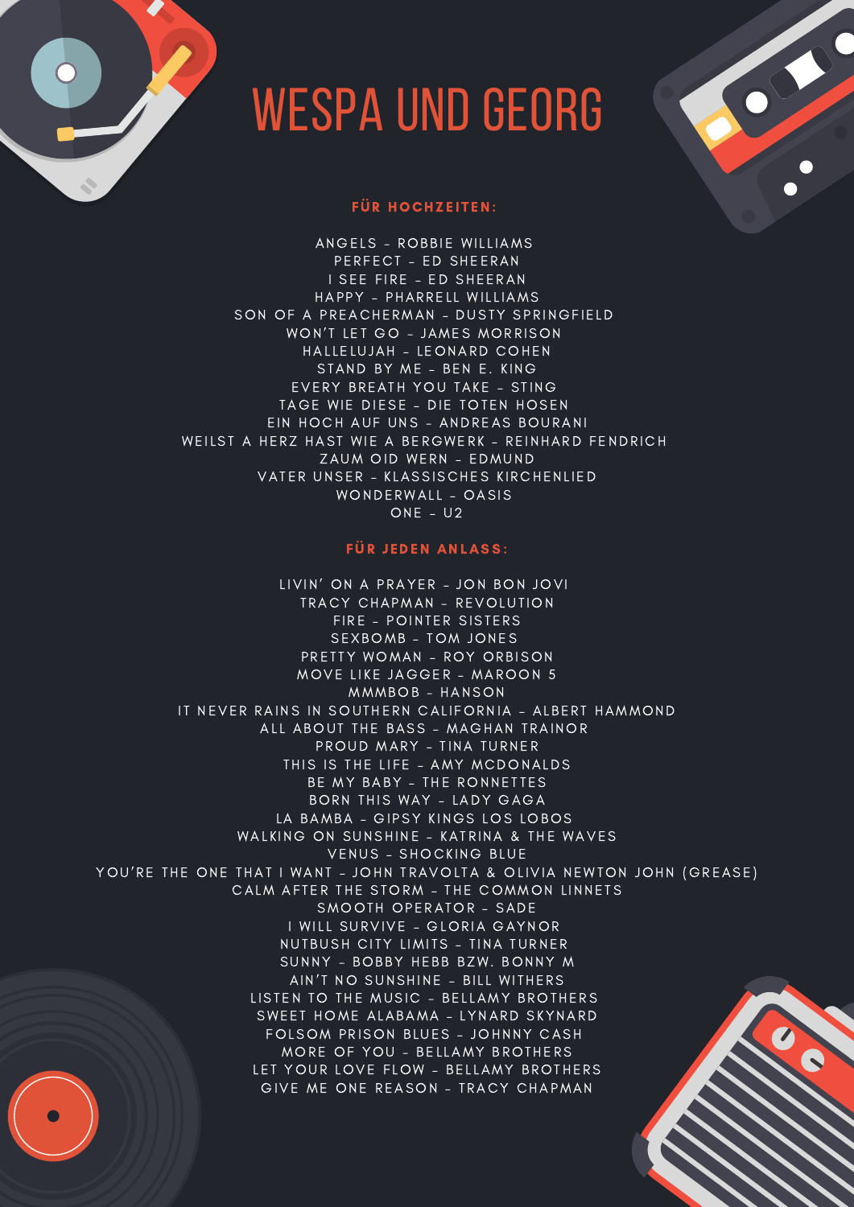# WESPA UND GEORG

### FÜR HOCHZEITEN:

ANGELS - ROBBIE WILLIAMS
PERFECT - ED SHEERAN
I SEE FIRE - ED SHEERAN
HAPPY - PHARRELL WILLIAMS
SON OF A PREACHERMAN - DUSTY SPRINGFIELD
WON'T LET GO - JAMES MORRISON
HALLELUJAH - LEONARD COHEN
STAND BY ME - BEN E. KING
EVERY BREATH YOU TAKE - STING
TAGE WIE DIESE - DIE TOTEN HOSEN
EIN HOCH AUF UNS - ANDREAS BOURANI
WEILST A HERZ HAST WIE A BERGWERK - REINHARD FENDRICH
ZAUM OID WERN - EDMUND
VATER UNSER - KLASSISCHES KIRCHENLIED
WONDERWALL - OASIS
ONE - U2

### FÜR JEDEN ANLASS:

LIVIN' ON A PRAYER - JON BON JOVI
TRACY CHAPMAN - REVOLUTION
FIRE - POINTER SISTERS
SEXBOMB - TOM JONES
PRETTY WOMAN - ROY ORBISON
MOVE LIKE JAGGER - MAROON 5
MMMBOB - HANSON
IT NEVER RAINS IN SOUTHERN CALIFORNIA - ALBERT HAMMOND
ALL ABOUT THE BASS - MAGHAN TRAINOR
PROUD MARY - TINA TURNER
THIS IS THE LIFE - AMY MCDONALDS
BE MY BABY - THE RONNETTES
BORN THIS WAY - LADY GAGA
LA BAMBA - GIPSY KINGS LOS LOBOS
WALKING ON SUNSHINE - KATRINA & THE WAVES
VENUS - SHOCKING BLUE
YOU'RE THE ONE THAT I WANT - JOHN TRAVOLTA & OLIVIA NEWTON JOHN (GREASE)
CALM AFTER THE STORM - THE COMMON LINNETS
SMOOTH OPERATOR - SADE
I WILL SURVIVE - GLORIA GAYNOR
NUTBUSH CITY LIMITS - TINA TURNER
SUNNY - BOBBY HEBB BZW. BONNY M
AIN'T NO SUNSHINE - BILL WITHERS
LISTEN TO THE MUSIC - BELLAMY BROTHERS
SWEET HOME ALABAMA - LYNARD SKYNARD
FOLSOM PRISON BLUES - JOHNNY CASH
MORE OF YOU - BELLAMY BROTHERS
LET YOUR LOVE FLOW - BELLAMY BROTHERS
GIVE ME ONE REASON - TRACY CHAPMAN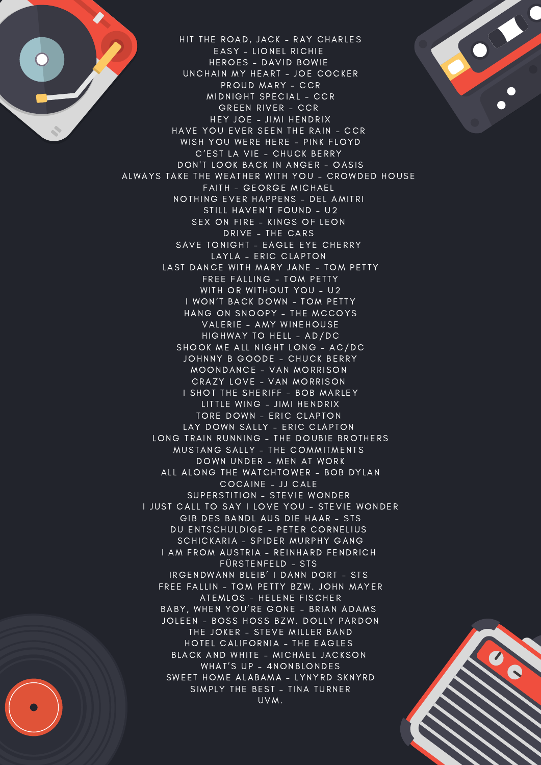HIT THE ROAD, JACK - RAY CHARLES
EASY - LIONEL RICHIE
HEROES - DAVID BOWIE
UNCHAIN MY HEART - JOE COCKER
PROUD MARY - CCR
MIDNIGHT SPECIAL - CCR
GREEN RIVER - CCR
HEY JOE - JIMI HENDRIX
HAVE YOU EVER SEEN THE RAIN - CCR
WISH YOU WERE HERE - PINK FLOYD
C'EST LA VIE - CHUCK BERRY
DON'T LOOK BACK IN ANGER - OASIS
ALWAYS TAKE THE WEATHER WITH YOU - CROWDED HOUSE
FAITH - GEORGE MICHAEL
NOTHING EVER HAPPENS - DEL AMITRI
STILL HAVEN'T FOUND - U2
SEX ON FIRE - KINGS OF LEON
DRIVE - THE CARS
SAVE TONIGHT - EAGLE EYE CHERRY
LAYLA - ERIC CLAPTON
LAST DANCE WITH MARY JANE - TOM PETTY
FREE FALLING - TOM PETTY
WITH OR WITHOUT YOU - U2
I WON'T BACK DOWN - TOM PETTY
HANG ON SNOOPY - THE MCCOYS
VALERIE - AMY WINEHOUSE
HIGHWAY TO HELL - AD/DC
SHOOK ME ALL NIGHT LONG - AC/DC
JOHNNY B GOODE - CHUCK BERRY
MOONDANCE - VAN MORRISON
CRAZY LOVE - VAN MORRISON
I SHOT THE SHERIFF - BOB MARLEY
LITTLE WING - JIMI HENDRIX
TORE DOWN - ERIC CLAPTON
LAY DOWN SALLY - ERIC CLAPTON
LONG TRAIN RUNNING - THE DOUBIE BROTHERS
MUSTANG SALLY - THE COMMITMENTS
DOWN UNDER - MEN AT WORK
ALL ALONG THE WATCHTOWER - BOB DYLAN
COCAINE - JJ CALE
SUPERSTITION - STEVIE WONDER
I JUST CALL TO SAY I LOVE YOU - STEVIE WONDER
GIB DES BANDL AUS DIE HAAR - STS
DU ENTSCHULDIGE - PETER CORNELIUS
SCHICKARIA - SPIDER MURPHY GANG
I AM FROM AUSTRIA - REINHARD FENDRICH
FÜRSTENFELD - STS
IRGENDWANN BLEIB' I DANN DORT - STS
FREE FALLIN - TOM PETTY BZW. JOHN MAYER
ATEMLOS - HELENE FISCHER
BABY, WHEN YOU'RE GONE - BRIAN ADAMS
JOLEEN - BOSS HOSS BZW. DOLLY PARDON
THE JOKER - STEVE MILLER BAND
HOTEL CALIFORNIA - THE EAGLES
BLACK AND WHITE - MICHAEL JACKSON
WHAT'S UP - 4NONBLONDES
SWEET HOME ALABAMA - LYNYRD SKNYRD
SIMPLY THE BEST - TINA TURNER
UVM.